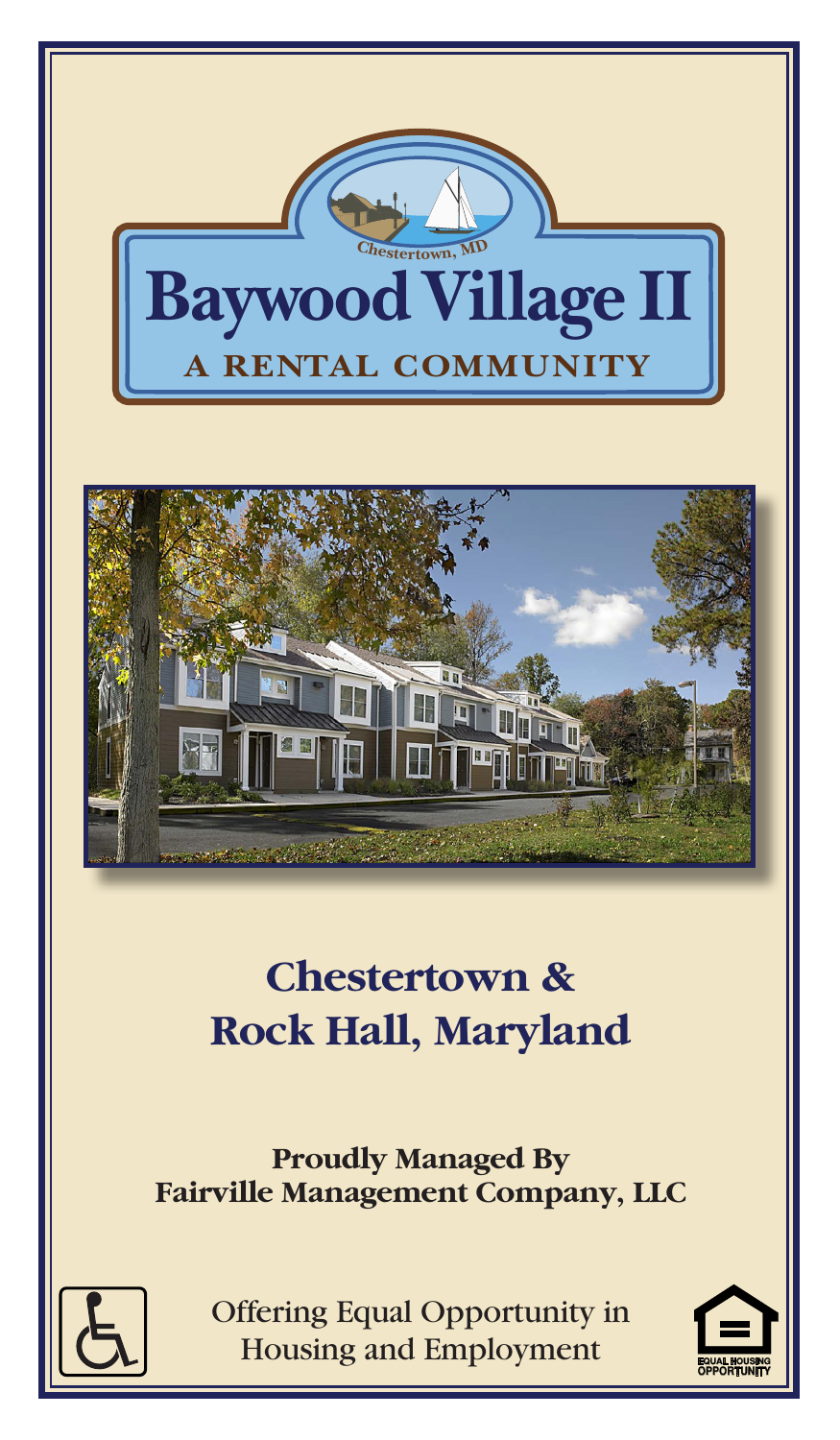Chestertown, MD

# Baywood Village II

A RENTAL COMMUNITY

## Chestertown & Rock Hall, Maryland

**Proudly Managed By**
**Fairville Management Company, LLC**

Offering Equal Opportunity in Housing and Employment

EQUAL HOUSING OPPORTUNITY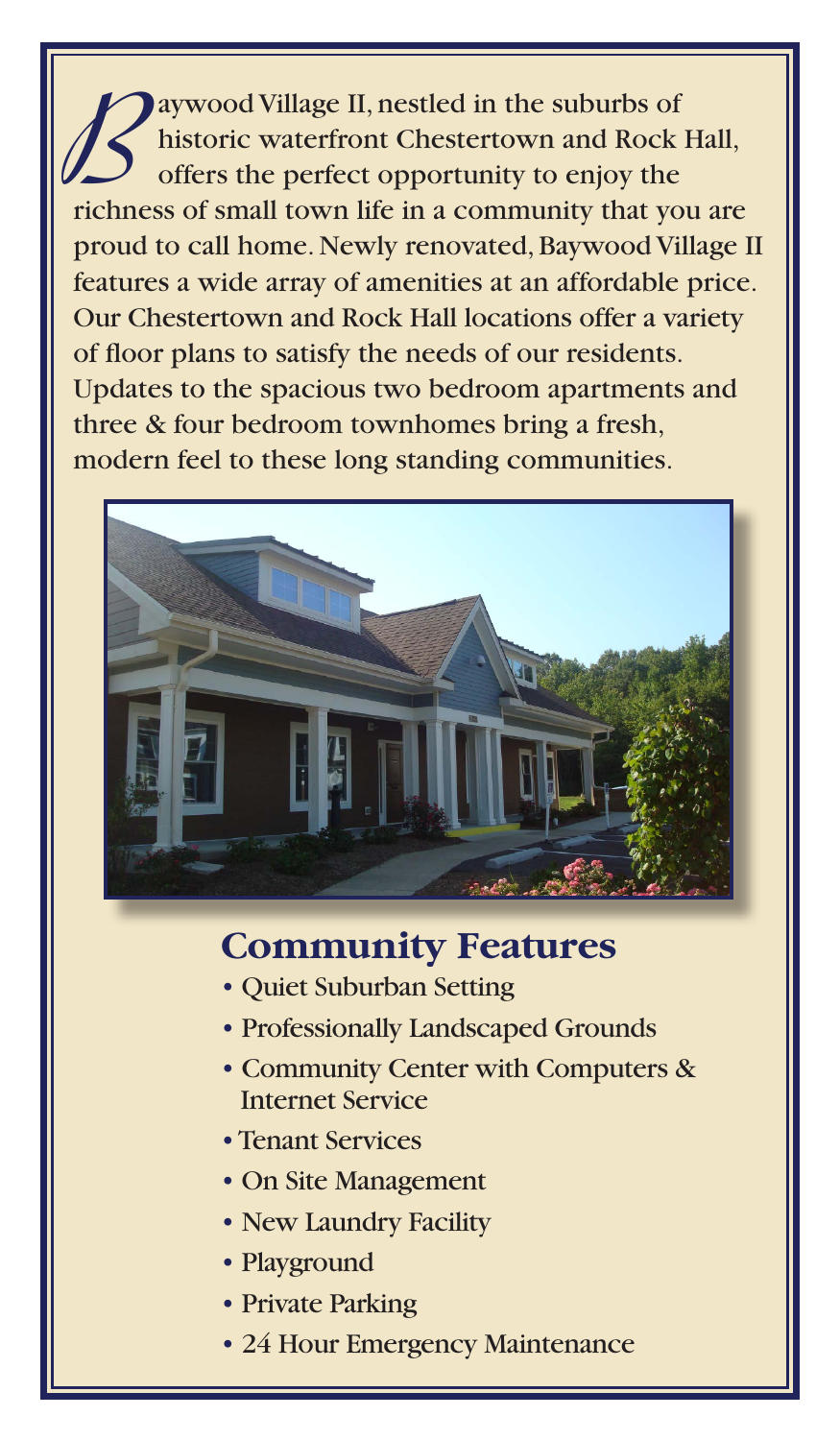Baywood Village II, nestled in the suburbs of historic waterfront Chestertown and Rock Hall, offers the perfect opportunity to enjoy the richness of small town life in a community that you are proud to call home. Newly renovated, Baywood Village II features a wide array of amenities at an affordable price. Our Chestertown and Rock Hall locations offer a variety of floor plans to satisfy the needs of our residents. Updates to the spacious two bedroom apartments and three & four bedroom townhomes bring a fresh, modern feel to these long standing communities.

## Community Features

- Quiet Suburban Setting
- Professionally Landscaped Grounds
- Community Center with Computers & Internet Service
- Tenant Services
- On Site Management
- New Laundry Facility
- Playground
- Private Parking
- 24 Hour Emergency Maintenance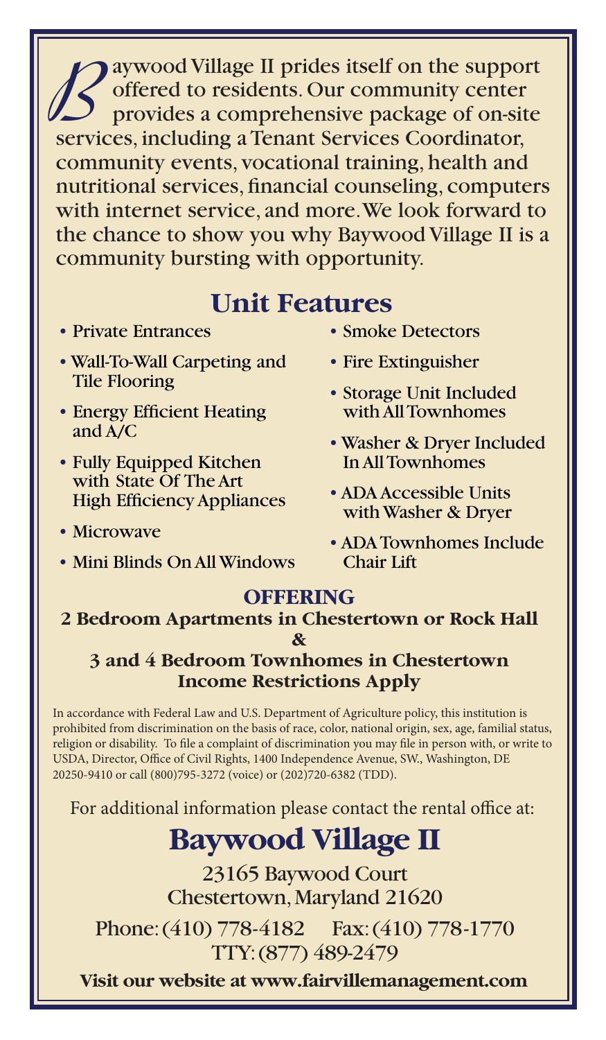Baywood Village II prides itself on the support offered to residents. Our community center provides a comprehensive package of on-site services, including a Tenant Services Coordinator, community events, vocational training, health and nutritional services, financial counseling, computers with internet service, and more. We look forward to the chance to show you why Baywood Village II is a community bursting with opportunity.

## Unit Features

- Private Entrances
- Wall-To-Wall Carpeting and Tile Flooring
- Energy Efficient Heating and A/C
- Fully Equipped Kitchen with State Of The Art High Efficiency Appliances
- Microwave
- Mini Blinds On All Windows
- Smoke Detectors
- Fire Extinguisher
- Storage Unit Included with All Townhomes
- Washer & Dryer Included In All Townhomes
- ADA Accessible Units with Washer & Dryer
- ADA Townhomes Include Chair Lift

### OFFERING

**2 Bedroom Apartments in Chestertown or Rock Hall**
**&**
**3 and 4 Bedroom Townhomes in Chestertown**
**Income Restrictions Apply**

In accordance with Federal Law and U.S. Department of Agriculture policy, this institution is prohibited from discrimination on the basis of race, color, national origin, sex, age, familial status, religion or disability. To file a complaint of discrimination you may file in person with, or write to USDA, Director, Office of Civil Rights, 1400 Independence Avenue, SW., Washington, DE 20250-9410 or call (800)795-3272 (voice) or (202)720-6382 (TDD).

For additional information please contact the rental office at:

## Baywood Village II

23165 Baywood Court
Chestertown, Maryland 21620

Phone: (410) 778-4182 Fax: (410) 778-1770
TTY: (877) 489-2479

**Visit our website at www.fairvillemanagement.com**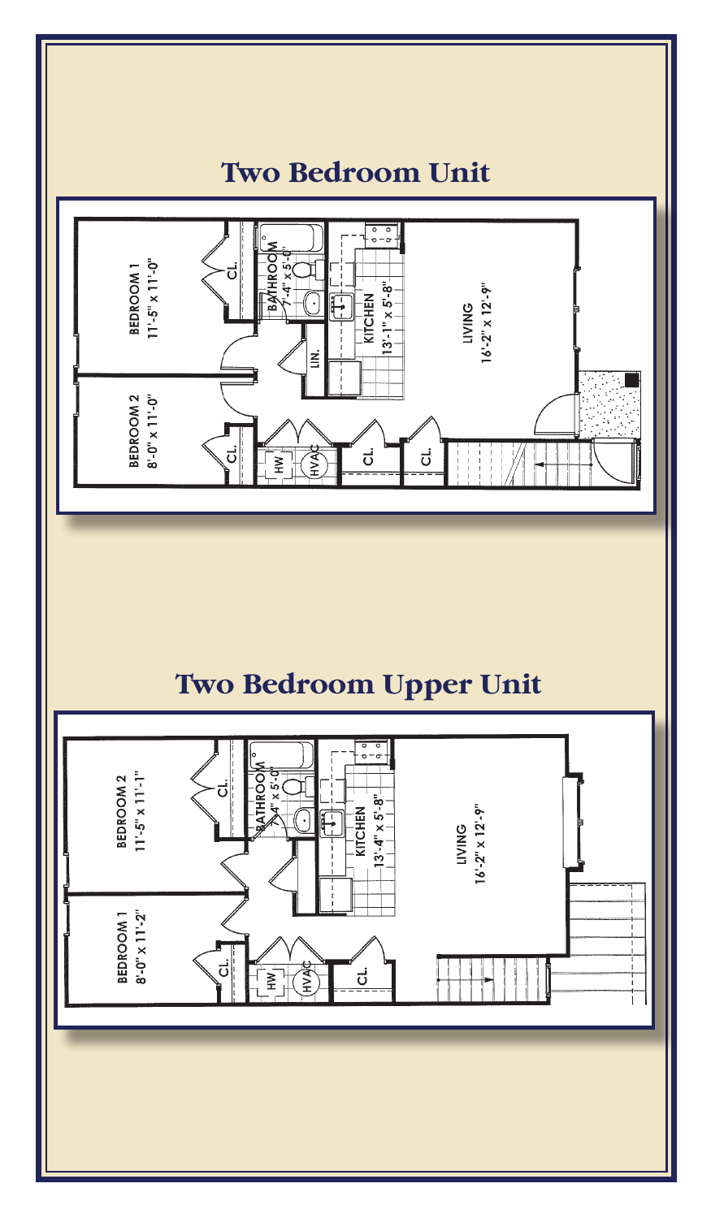## Two Bedroom Unit

BEDROOM 1
11'-5" x 11'-0"

CL.

BATHROOM
7'-4" x 5'-0"

LIN.

KITCHEN
13'-1" x 5'-8"

LIVING
16'-2" x 12'-9"

BEDROOM 2
8'-0" x 11'-0"

CL.

HW

HVAC

CL.

CL.

## Two Bedroom Upper Unit

BEDROOM 2
11'-5" x 11'-1"

CL.

BATHROOM
7'-4" x 5'-0"

KITCHEN
13'-4" x 5'-8"

LIVING
16'-2" x 12'-9"

BEDROOM 1
8'-0" x 11'-2"

CL.

HW

HVAC

CL.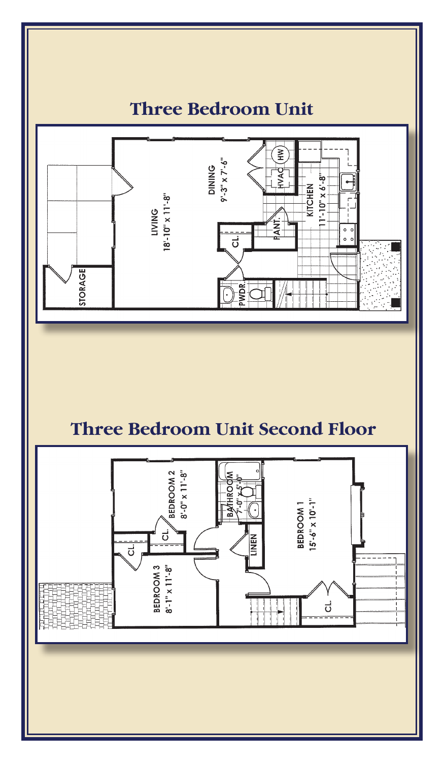## Three Bedroom Unit

LIVING
18'-10" x 11'-8"

DINING
9'-3" x 7'-6"

KITCHEN
11'-10" x 6'-8"

HW

HVAC

PANT.

CL.

PWDR.

STORAGE

## Three Bedroom Unit Second Floor

BEDROOM 2
8'-0" x 11'-8"

BATHROOM
7'-0" x 5'-0"

BEDROOM 1
15'-6" x 10'-1"

BEDROOM 3
8'-1" x 11'-8"

CL.

CL.

LINEN

CL.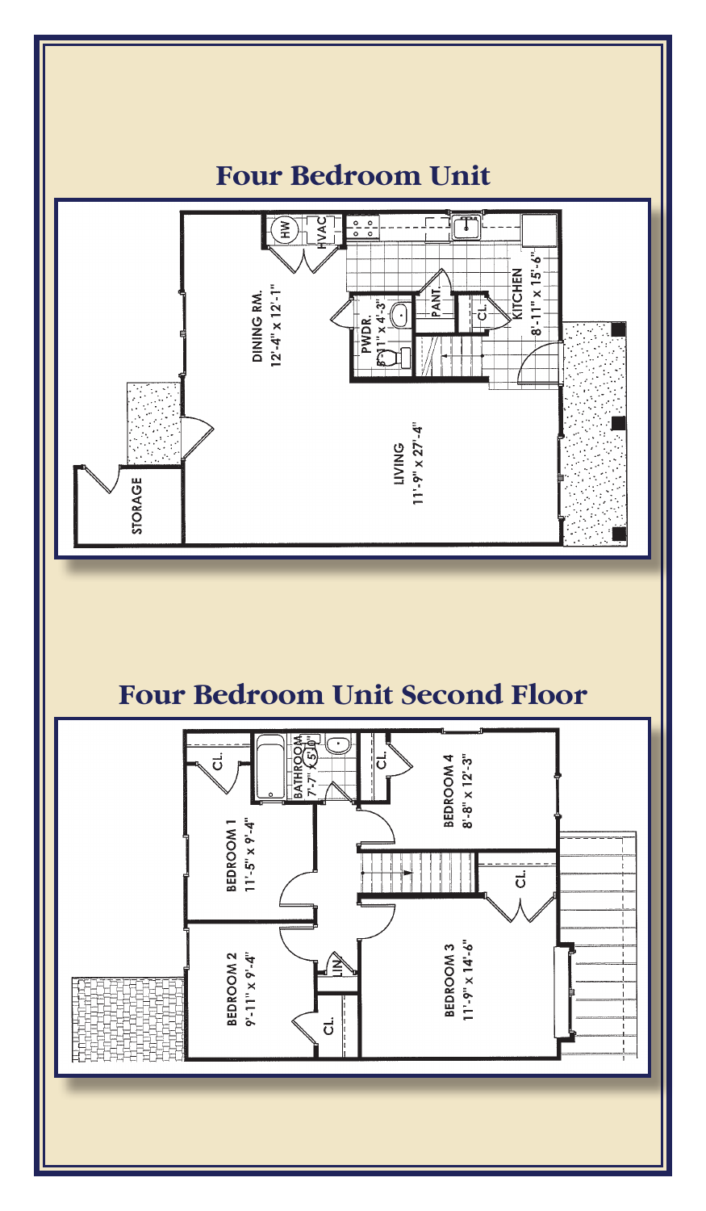# Four Bedroom Unit

HW

HVAC

DINING RM.
12'-4" x 12'-1"

PWDR.
5'-11" x 4'-3"

PANT.

CL.

KITCHEN
8'-11" x 15'-6"

LIVING
11'-9" x 27'-4"

STORAGE

# Four Bedroom Unit Second Floor

CL.

BATHROOM
7'-7" x 5'-0"

CL.

BEDROOM 4
8'-8" x 12'-3"

BEDROOM 1
11'-5" x 9'-4"

CL.

BEDROOM 2
9'-11" x 9'-4"

LIN.

CL.

BEDROOM 3
11'-9" x 14'-6"